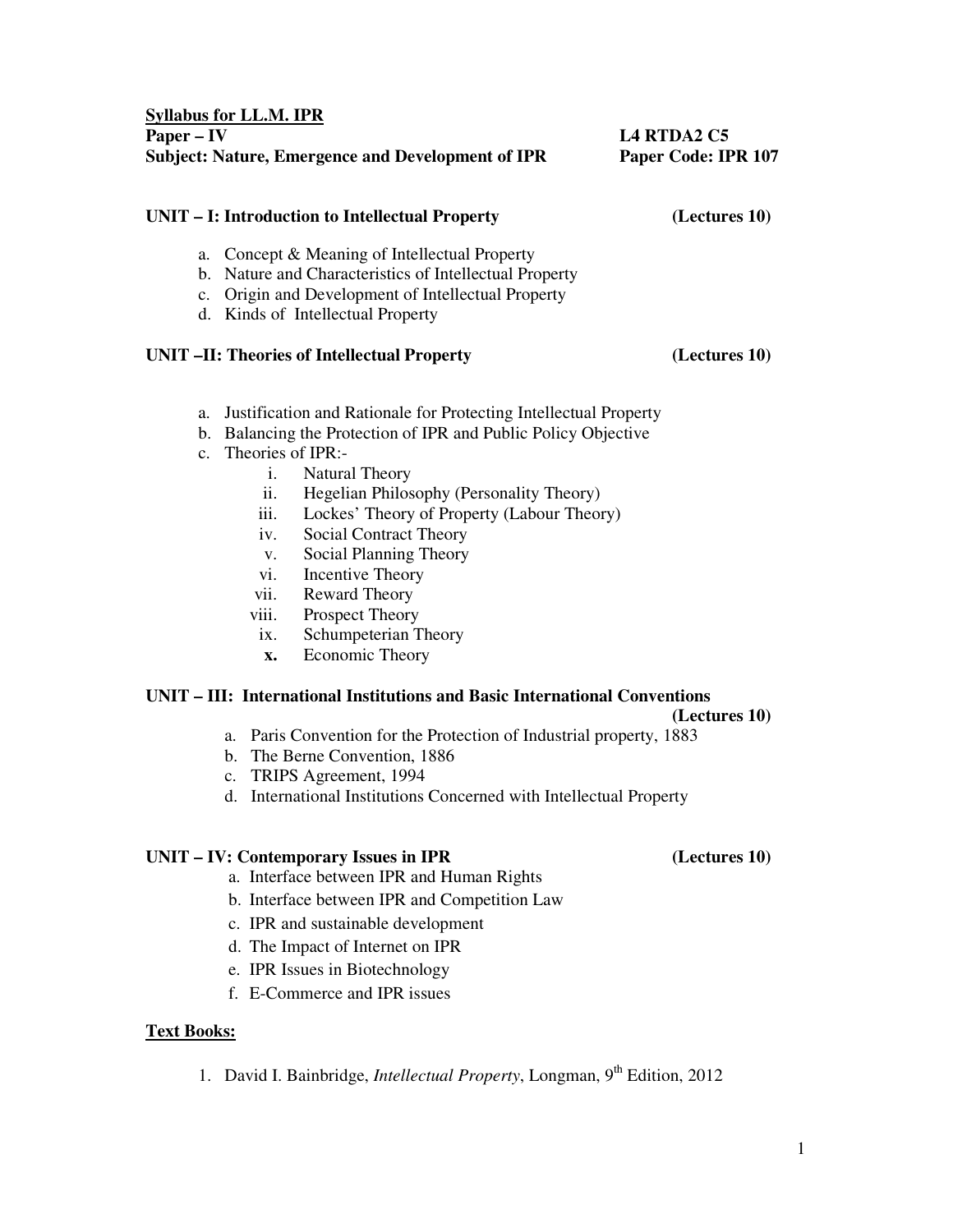**Syllabus for LL.M. IPR**

**Paper – IV** **L4 RTDA2 C5**

**Subject: Nature, Emergence and Development of IPR** **Paper Code: IPR 107**

### UNIT – I: Introduction to Intellectual Property (Lectures 10)

a. Concept & Meaning of Intellectual Property
b. Nature and Characteristics of Intellectual Property
c. Origin and Development of Intellectual Property
d. Kinds of Intellectual Property

### UNIT –II: Theories of Intellectual Property (Lectures 10)

a. Justification and Rationale for Protecting Intellectual Property
b. Balancing the Protection of IPR and Public Policy Objective
c. Theories of IPR:-
    i. Natural Theory
    ii. Hegelian Philosophy (Personality Theory)
    iii. Lockes' Theory of Property (Labour Theory)
    iv. Social Contract Theory
    v. Social Planning Theory
    vi. Incentive Theory
    vii. Reward Theory
    viii. Prospect Theory
    ix. Schumpeterian Theory
    **x.** Economic Theory

### UNIT – III: International Institutions and Basic International Conventions (Lectures 10)

a. Paris Convention for the Protection of Industrial property, 1883
b. The Berne Convention, 1886
c. TRIPS Agreement, 1994
d. International Institutions Concerned with Intellectual Property

### UNIT – IV: Contemporary Issues in IPR (Lectures 10)

a. Interface between IPR and Human Rights
b. Interface between IPR and Competition Law
c. IPR and sustainable development
d. The Impact of Internet on IPR
e. IPR Issues in Biotechnology
f. E-Commerce and IPR issues

**Text Books:**

1. David I. Bainbridge, *Intellectual Property*, Longman, 9th Edition, 2012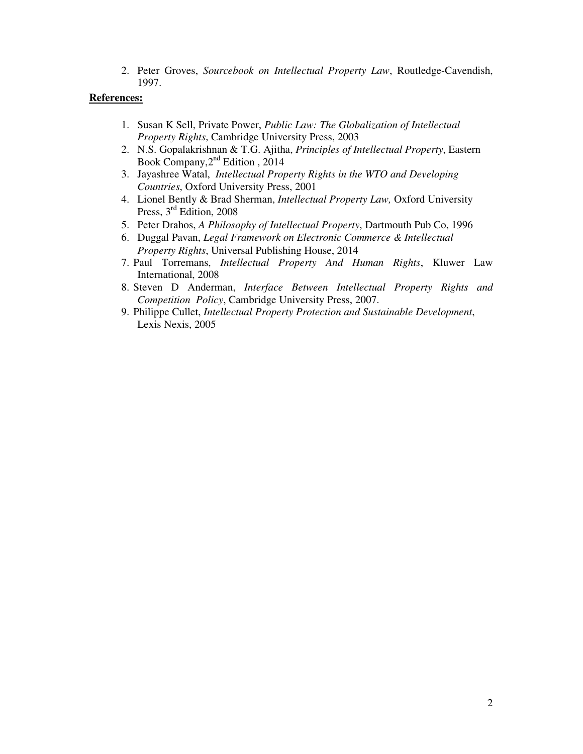2. Peter Groves, *Sourcebook on Intellectual Property Law*, Routledge-Cavendish, 1997.

**References:**

1. Susan K Sell, Private Power, *Public Law: The Globalization of Intellectual Property Rights*, Cambridge University Press, 2003
2. N.S. Gopalakrishnan & T.G. Ajitha, *Principles of Intellectual Property*, Eastern Book Company, 2nd Edition , 2014
3. Jayashree Watal, *Intellectual Property Rights in the WTO and Developing Countries*, Oxford University Press, 2001
4. Lionel Bently & Brad Sherman, *Intellectual Property Law,* Oxford University Press, 3rd Edition, 2008
5. Peter Drahos, *A Philosophy of Intellectual Property*, Dartmouth Pub Co, 1996
6. Duggal Pavan, *Legal Framework on Electronic Commerce & Intellectual Property Rights*, Universal Publishing House, 2014
7. Paul Torremans, *Intellectual Property And Human Rights*, Kluwer Law International, 2008
8. Steven D Anderman, *Interface Between Intellectual Property Rights and Competition Policy*, Cambridge University Press, 2007.
9. Philippe Cullet, *Intellectual Property Protection and Sustainable Development*, Lexis Nexis, 2005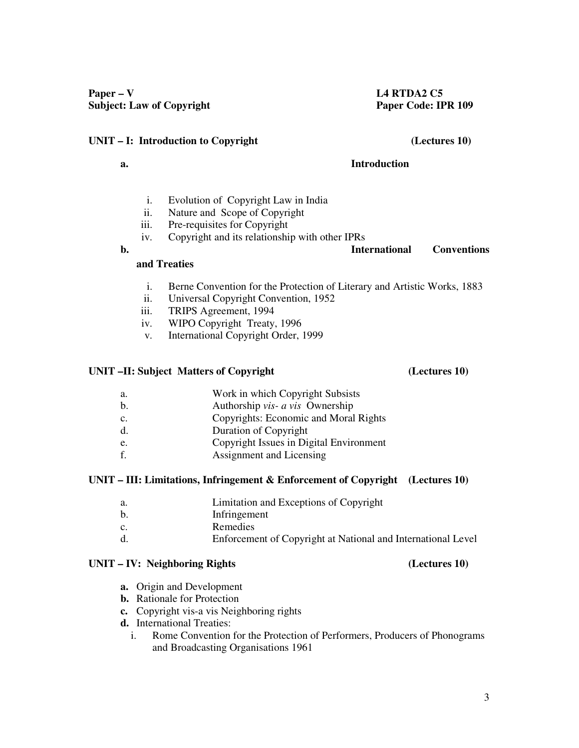**Paper – V** **L4 RTDA2 C5**

**Subject: Law of Copyright** **Paper Code: IPR 109**

## UNIT – I: Introduction to Copyright (Lectures 10)

**a. Introduction**

i. Evolution of Copyright Law in India
ii. Nature and Scope of Copyright
iii. Pre-requisites for Copyright
iv. Copyright and its relationship with other IPRs

**b. International Conventions and Treaties**

i. Berne Convention for the Protection of Literary and Artistic Works, 1883
ii. Universal Copyright Convention, 1952
iii. TRIPS Agreement, 1994
iv. WIPO Copyright Treaty, 1996
v. International Copyright Order, 1999

## UNIT –II: Subject Matters of Copyright (Lectures 10)

a. Work in which Copyright Subsists
b. Authorship *vis- a vis* Ownership
c. Copyrights: Economic and Moral Rights
d. Duration of Copyright
e. Copyright Issues in Digital Environment
f. Assignment and Licensing

## UNIT – III: Limitations, Infringement & Enforcement of Copyright (Lectures 10)

a. Limitation and Exceptions of Copyright
b. Infringement
c. Remedies
d. Enforcement of Copyright at National and International Level

## UNIT – IV: Neighboring Rights (Lectures 10)

**a.** Origin and Development
**b.** Rationale for Protection
**c.** Copyright vis-a vis Neighboring rights
**d.** International Treaties:
i. Rome Convention for the Protection of Performers, Producers of Phonograms and Broadcasting Organisations 1961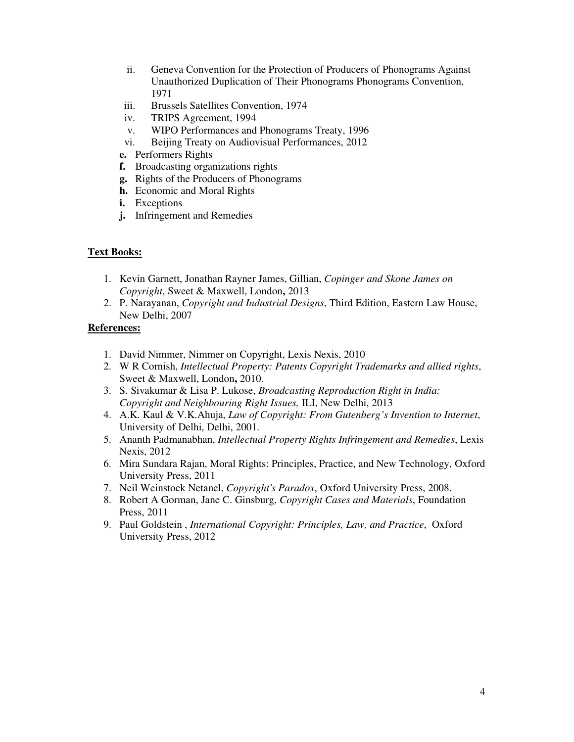ii. Geneva Convention for the Protection of Producers of Phonograms Against Unauthorized Duplication of Their Phonograms Phonograms Convention, 1971
iii. Brussels Satellites Convention, 1974
iv. TRIPS Agreement, 1994
v. WIPO Performances and Phonograms Treaty, 1996
vi. Beijing Treaty on Audiovisual Performances, 2012

**e.** Performers Rights
**f.** Broadcasting organizations rights
**g.** Rights of the Producers of Phonograms
**h.** Economic and Moral Rights
**i.** Exceptions
**j.** Infringement and Remedies

**Text Books:**

1. Kevin Garnett, Jonathan Rayner James, Gillian, *Copinger and Skone James on Copyright*, Sweet & Maxwell, London**,** 2013
2. P. Narayanan, *Copyright and Industrial Designs*, Third Edition, Eastern Law House, New Delhi, 2007

**References:**

1. David Nimmer, Nimmer on Copyright, Lexis Nexis, 2010
2. W R Cornish, *Intellectual Property: Patents Copyright Trademarks and allied rights*, Sweet & Maxwell, London**,** 2010*.*
3. S. Sivakumar & Lisa P. Lukose, *Broadcasting Reproduction Right in India: Copyright and Neighbouring Right Issues,* ILI, New Delhi, 2013
4. A.K. Kaul & V.K.Ahuja, *Law of Copyright: From Gutenberg's Invention to Internet*, University of Delhi, Delhi, 2001.
5. Ananth Padmanabhan, *Intellectual Property Rights Infringement and Remedies*, Lexis Nexis, 2012
6. Mira Sundara Rajan, Moral Rights: Principles, Practice, and New Technology, Oxford University Press, 2011
7. Neil Weinstock Netanel, *Copyright's Paradox*, Oxford University Press, 2008.
8. Robert A Gorman, Jane C. Ginsburg, *Copyright Cases and Materials*, Foundation Press, 2011
9. Paul Goldstein , *International Copyright: Principles, Law, and Practice*, Oxford University Press, 2012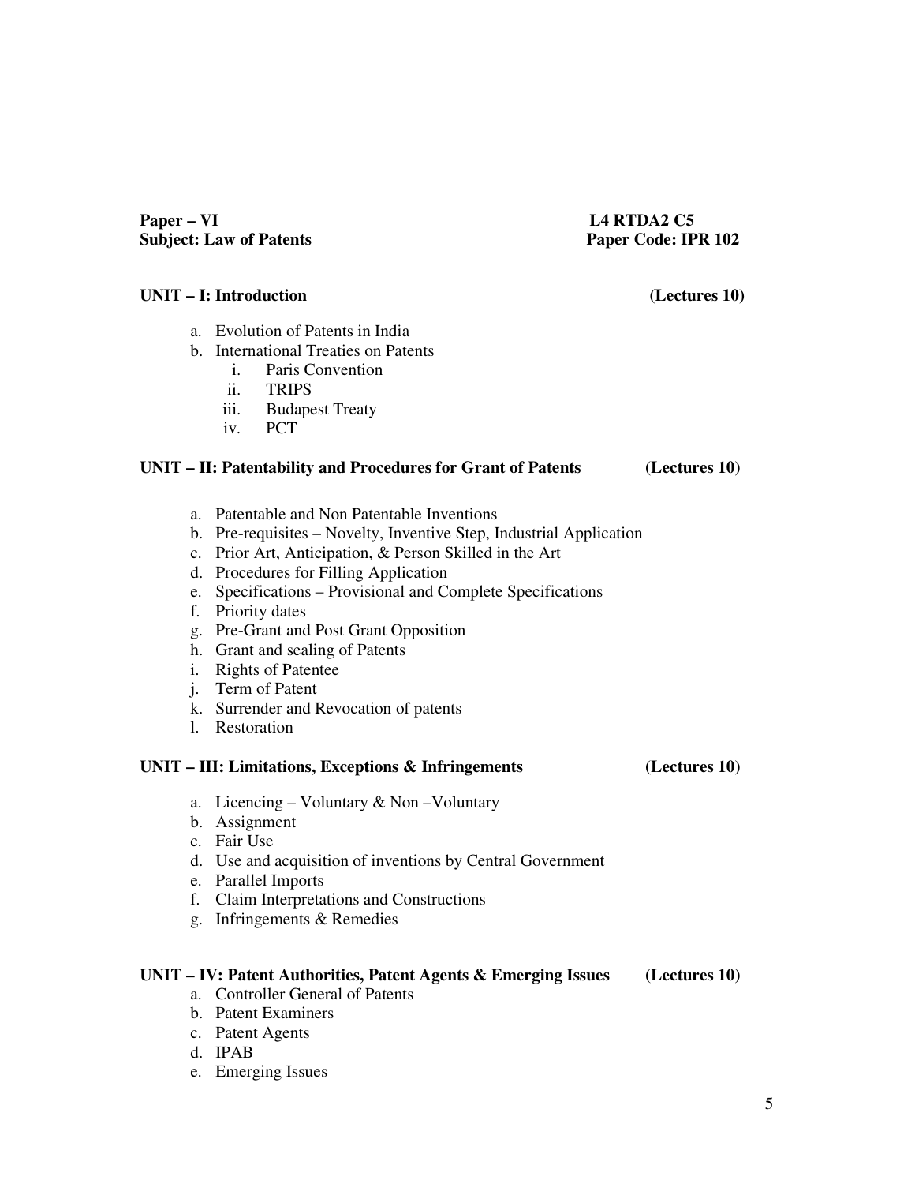**Paper – VI** **L4 RTDA2 C5**
**Subject: Law of Patents** **Paper Code: IPR 102**

## UNIT – I: Introduction (Lectures 10)

a. Evolution of Patents in India
b. International Treaties on Patents
   i. Paris Convention
   ii. TRIPS
   iii. Budapest Treaty
   iv. PCT

## UNIT – II: Patentability and Procedures for Grant of Patents (Lectures 10)

a. Patentable and Non Patentable Inventions
b. Pre-requisites – Novelty, Inventive Step, Industrial Application
c. Prior Art, Anticipation, & Person Skilled in the Art
d. Procedures for Filling Application
e. Specifications – Provisional and Complete Specifications
f. Priority dates
g. Pre-Grant and Post Grant Opposition
h. Grant and sealing of Patents
i. Rights of Patentee
j. Term of Patent
k. Surrender and Revocation of patents
l. Restoration

## UNIT – III: Limitations, Exceptions & Infringements (Lectures 10)

a. Licencing – Voluntary & Non –Voluntary
b. Assignment
c. Fair Use
d. Use and acquisition of inventions by Central Government
e. Parallel Imports
f. Claim Interpretations and Constructions
g. Infringements & Remedies

## UNIT – IV: Patent Authorities, Patent Agents & Emerging Issues (Lectures 10)

a. Controller General of Patents
b. Patent Examiners
c. Patent Agents
d. IPAB
e. Emerging Issues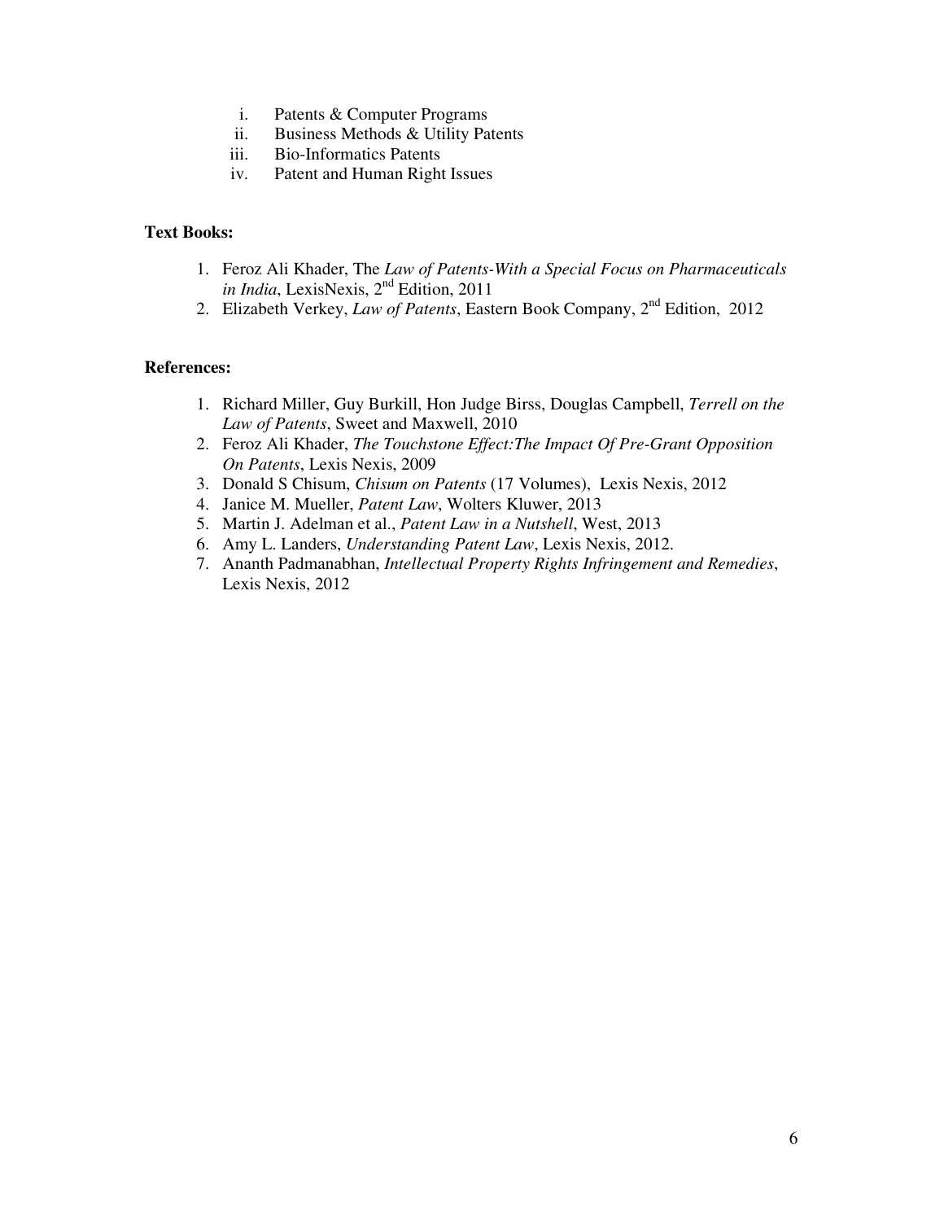i. Patents & Computer Programs
ii. Business Methods & Utility Patents
iii. Bio-Informatics Patents
iv. Patent and Human Right Issues

**Text Books:**

1. Feroz Ali Khader, The *Law of Patents-With a Special Focus on Pharmaceuticals in India*, LexisNexis, 2nd Edition, 2011
2. Elizabeth Verkey, *Law of Patents*, Eastern Book Company, 2nd Edition, 2012

**References:**

1. Richard Miller, Guy Burkill, Hon Judge Birss, Douglas Campbell, *Terrell on the Law of Patents*, Sweet and Maxwell, 2010
2. Feroz Ali Khader, *The Touchstone Effect:The Impact Of Pre-Grant Opposition On Patents*, Lexis Nexis, 2009
3. Donald S Chisum, *Chisum on Patents* (17 Volumes), Lexis Nexis, 2012
4. Janice M. Mueller, *Patent Law*, Wolters Kluwer, 2013
5. Martin J. Adelman et al., *Patent Law in a Nutshell*, West, 2013
6. Amy L. Landers, *Understanding Patent Law*, Lexis Nexis, 2012.
7. Ananth Padmanabhan, *Intellectual Property Rights Infringement and Remedies*, Lexis Nexis, 2012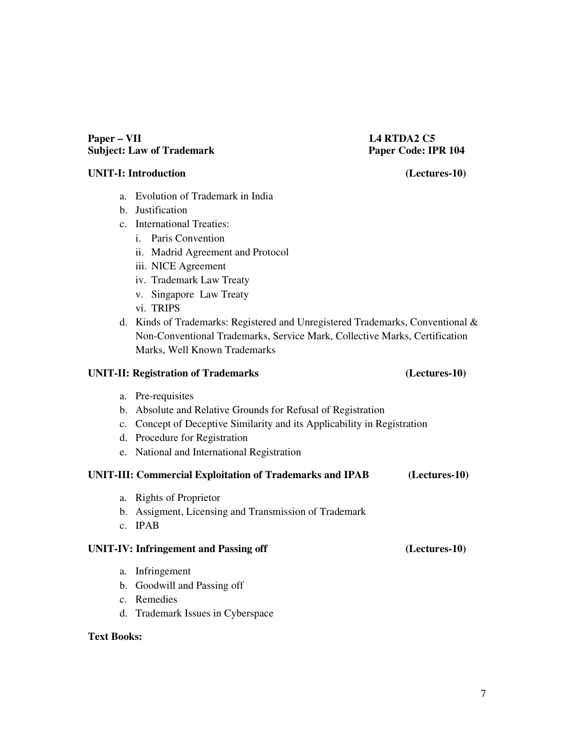**Paper – VII** **L4 RTDA2 C5**

**Subject: Law of Trademark** **Paper Code: IPR 104**

**UNIT-I: Introduction (Lectures-10)**

a. Evolution of Trademark in India
b. Justification
c. International Treaties:
   i. Paris Convention
   ii. Madrid Agreement and Protocol
   iii. NICE Agreement
   iv. Trademark Law Treaty
   v. Singapore Law Treaty
   vi. TRIPS
d. Kinds of Trademarks: Registered and Unregistered Trademarks, Conventional & Non-Conventional Trademarks, Service Mark, Collective Marks, Certification Marks, Well Known Trademarks

**UNIT-II: Registration of Trademarks (Lectures-10)**

a. Pre-requisites
b. Absolute and Relative Grounds for Refusal of Registration
c. Concept of Deceptive Similarity and its Applicability in Registration
d. Procedure for Registration
e. National and International Registration

**UNIT-III: Commercial Exploitation of Trademarks and IPAB (Lectures-10)**

a. Rights of Proprietor
b. Assigment, Licensing and Transmission of Trademark
c. IPAB

**UNIT-IV: Infringement and Passing off (Lectures-10)**

a. Infringement
b. Goodwill and Passing off
c. Remedies
d. Trademark Issues in Cyberspace

**Text Books:**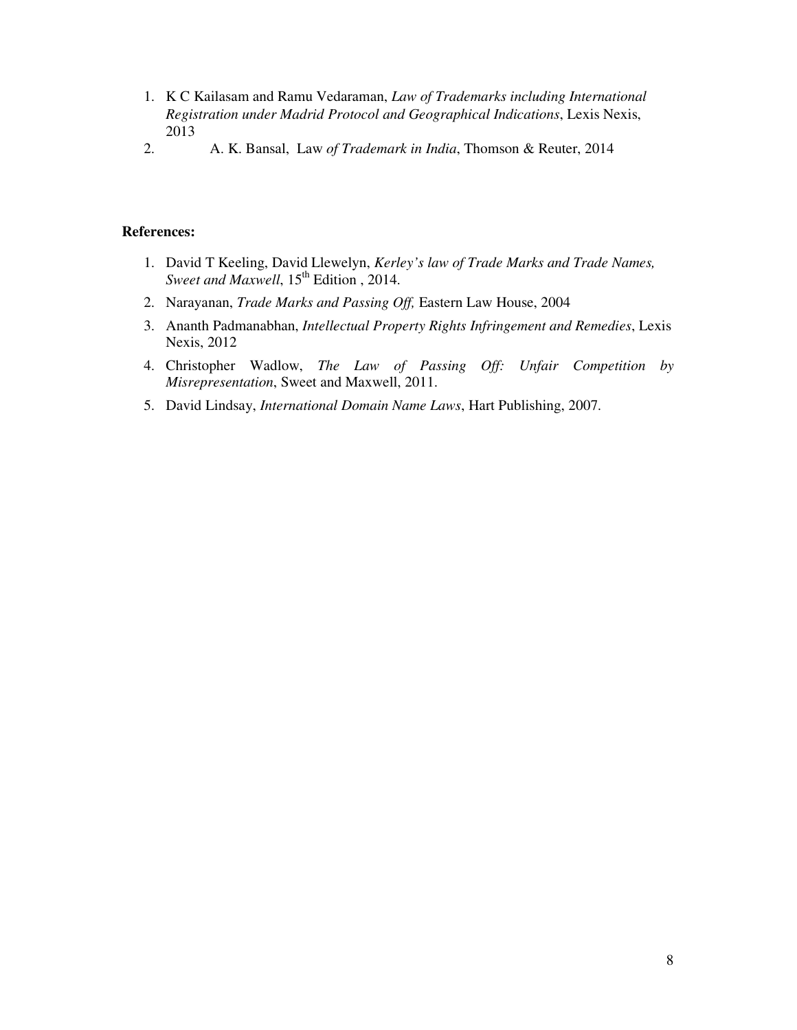1. K C Kailasam and Ramu Vedaraman, *Law of Trademarks including International Registration under Madrid Protocol and Geographical Indications*, Lexis Nexis, 2013
2. A. K. Bansal, Law *of Trademark in India*, Thomson & Reuter, 2014

**References:**

1. David T Keeling, David Llewelyn, *Kerley's law of Trade Marks and Trade Names, Sweet and Maxwell*, 15th Edition , 2014.
2. Narayanan, *Trade Marks and Passing Off,* Eastern Law House, 2004
3. Ananth Padmanabhan, *Intellectual Property Rights Infringement and Remedies*, Lexis Nexis, 2012
4. Christopher Wadlow, *The Law of Passing Off: Unfair Competition by Misrepresentation*, Sweet and Maxwell, 2011.
5. David Lindsay, *International Domain Name Laws*, Hart Publishing, 2007.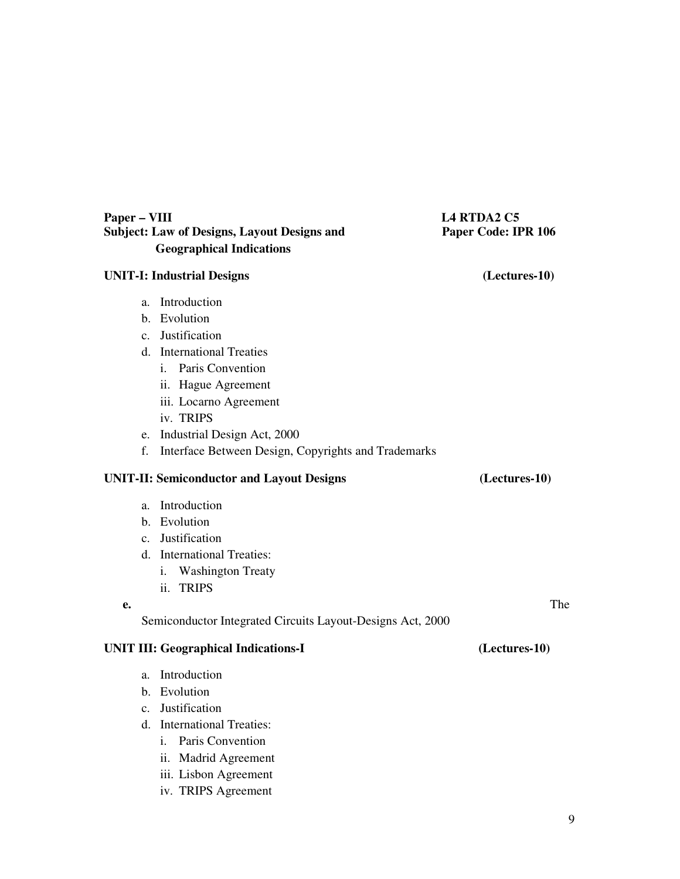**Paper – VIII** **L4 RTDA2 C5**

**Subject: Law of Designs, Layout Designs and Geographical Indications** **Paper Code: IPR 106**

### UNIT-I: Industrial Designs (Lectures-10)

a. Introduction
b. Evolution
c. Justification
d. International Treaties
   i. Paris Convention
   ii. Hague Agreement
   iii. Locarno Agreement
   iv. TRIPS
e. Industrial Design Act, 2000
f. Interface Between Design, Copyrights and Trademarks

### UNIT-II: Semiconductor and Layout Designs (Lectures-10)

a. Introduction
b. Evolution
c. Justification
d. International Treaties:
   i. Washington Treaty
   ii. TRIPS
e. The Semiconductor Integrated Circuits Layout-Designs Act, 2000

### UNIT III: Geographical Indications-I (Lectures-10)

a. Introduction
b. Evolution
c. Justification
d. International Treaties:
   i. Paris Convention
   ii. Madrid Agreement
   iii. Lisbon Agreement
   iv. TRIPS Agreement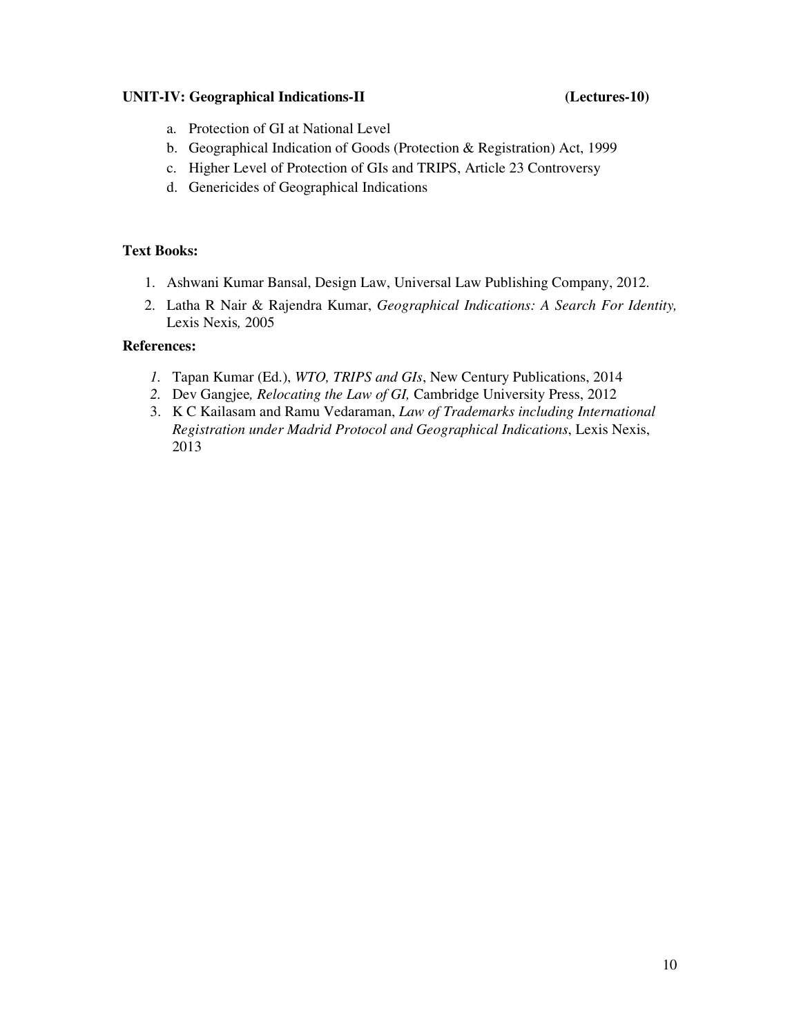**UNIT-IV: Geographical Indications-II (Lectures-10)**

a. Protection of GI at National Level
b. Geographical Indication of Goods (Protection & Registration) Act, 1999
c. Higher Level of Protection of GIs and TRIPS, Article 23 Controversy
d. Genericides of Geographical Indications

**Text Books:**

1. Ashwani Kumar Bansal, Design Law, Universal Law Publishing Company, 2012.
2. Latha R Nair & Rajendra Kumar, *Geographical Indications: A Search For Identity,* Lexis Nexis*,* 2005

**References:**

1. Tapan Kumar (Ed.), *WTO, TRIPS and GIs*, New Century Publications, 2014
2. Dev Gangjee*, Relocating the Law of GI,* Cambridge University Press, 2012
3. K C Kailasam and Ramu Vedaraman, *Law of Trademarks including International Registration under Madrid Protocol and Geographical Indications*, Lexis Nexis, 2013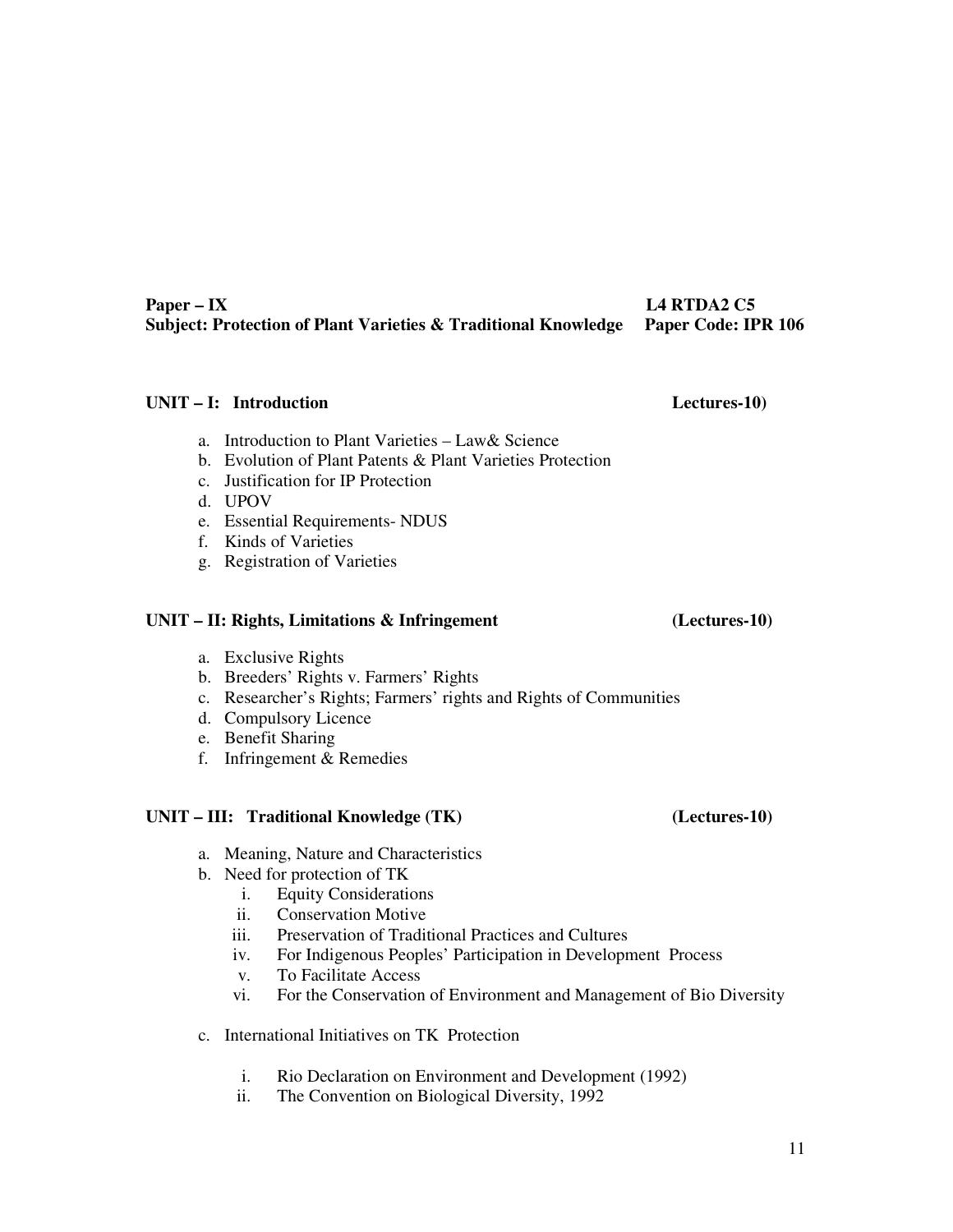**Paper – IX** **L4 RTDA2 C5**
**Subject: Protection of Plant Varieties & Traditional Knowledge** **Paper Code: IPR 106**

### UNIT – I: Introduction (Lectures-10)

a. Introduction to Plant Varieties – Law& Science
b. Evolution of Plant Patents & Plant Varieties Protection
c. Justification for IP Protection
d. UPOV
e. Essential Requirements- NDUS
f. Kinds of Varieties
g. Registration of Varieties

### UNIT – II: Rights, Limitations & Infringement (Lectures-10)

a. Exclusive Rights
b. Breeders' Rights v. Farmers' Rights
c. Researcher's Rights; Farmers' rights and Rights of Communities
d. Compulsory Licence
e. Benefit Sharing
f. Infringement & Remedies

### UNIT – III: Traditional Knowledge (TK) (Lectures-10)

a. Meaning, Nature and Characteristics
b. Need for protection of TK
   i. Equity Considerations
   ii. Conservation Motive
   iii. Preservation of Traditional Practices and Cultures
   iv. For Indigenous Peoples' Participation in Development Process
   v. To Facilitate Access
   vi. For the Conservation of Environment and Management of Bio Diversity

c. International Initiatives on TK Protection

   i. Rio Declaration on Environment and Development (1992)
   ii. The Convention on Biological Diversity, 1992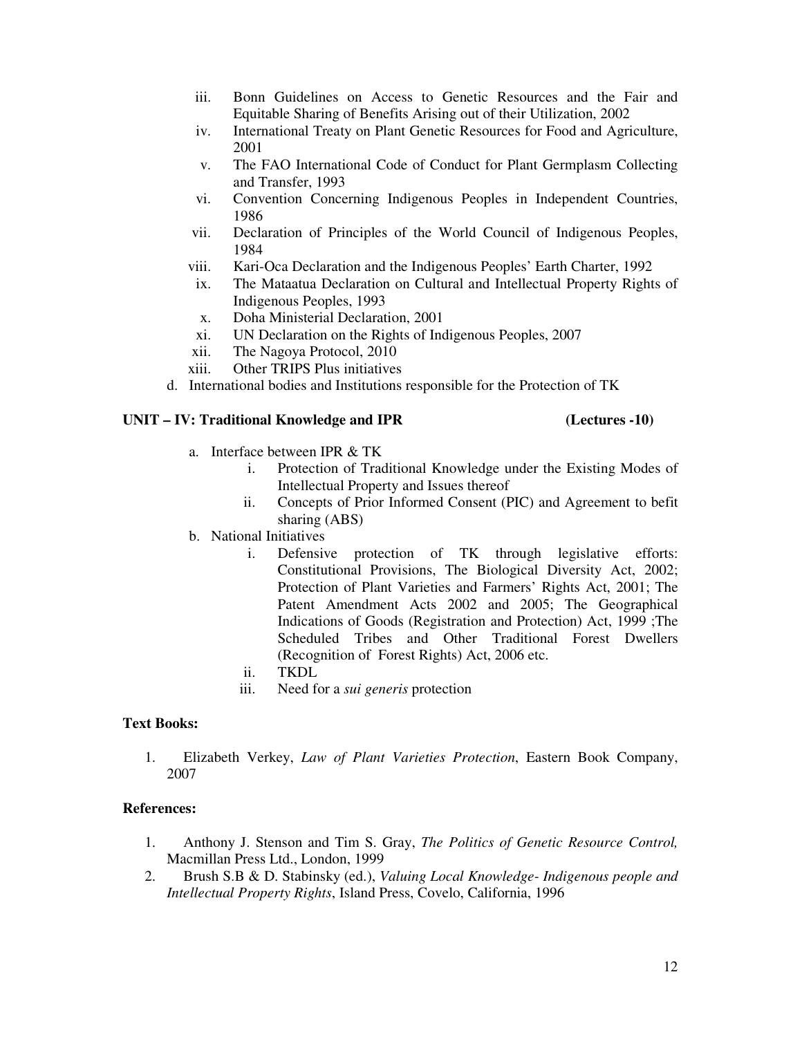iii. Bonn Guidelines on Access to Genetic Resources and the Fair and Equitable Sharing of Benefits Arising out of their Utilization, 2002
iv. International Treaty on Plant Genetic Resources for Food and Agriculture, 2001
v. The FAO International Code of Conduct for Plant Germplasm Collecting and Transfer, 1993
vi. Convention Concerning Indigenous Peoples in Independent Countries, 1986
vii. Declaration of Principles of the World Council of Indigenous Peoples, 1984
viii. Kari-Oca Declaration and the Indigenous Peoples' Earth Charter, 1992
ix. The Mataatua Declaration on Cultural and Intellectual Property Rights of Indigenous Peoples, 1993
x. Doha Ministerial Declaration, 2001
xi. UN Declaration on the Rights of Indigenous Peoples, 2007
xii. The Nagoya Protocol, 2010
xiii. Other TRIPS Plus initiatives

d. International bodies and Institutions responsible for the Protection of TK

### UNIT – IV: Traditional Knowledge and IPR (Lectures -10)

a. Interface between IPR & TK
   i. Protection of Traditional Knowledge under the Existing Modes of Intellectual Property and Issues thereof
   ii. Concepts of Prior Informed Consent (PIC) and Agreement to befit sharing (ABS)

b. National Initiatives
   i. Defensive protection of TK through legislative efforts: Constitutional Provisions, The Biological Diversity Act, 2002; Protection of Plant Varieties and Farmers' Rights Act, 2001; The Patent Amendment Acts 2002 and 2005; The Geographical Indications of Goods (Registration and Protection) Act, 1999 ;The Scheduled Tribes and Other Traditional Forest Dwellers (Recognition of Forest Rights) Act, 2006 etc.
   ii. TKDL
   iii. Need for a *sui generis* protection

**Text Books:**

1. Elizabeth Verkey, *Law of Plant Varieties Protection*, Eastern Book Company, 2007

**References:**

1. Anthony J. Stenson and Tim S. Gray, *The Politics of Genetic Resource Control,* Macmillan Press Ltd., London, 1999
2. Brush S.B & D. Stabinsky (ed.), *Valuing Local Knowledge- Indigenous people and Intellectual Property Rights*, Island Press, Covelo, California, 1996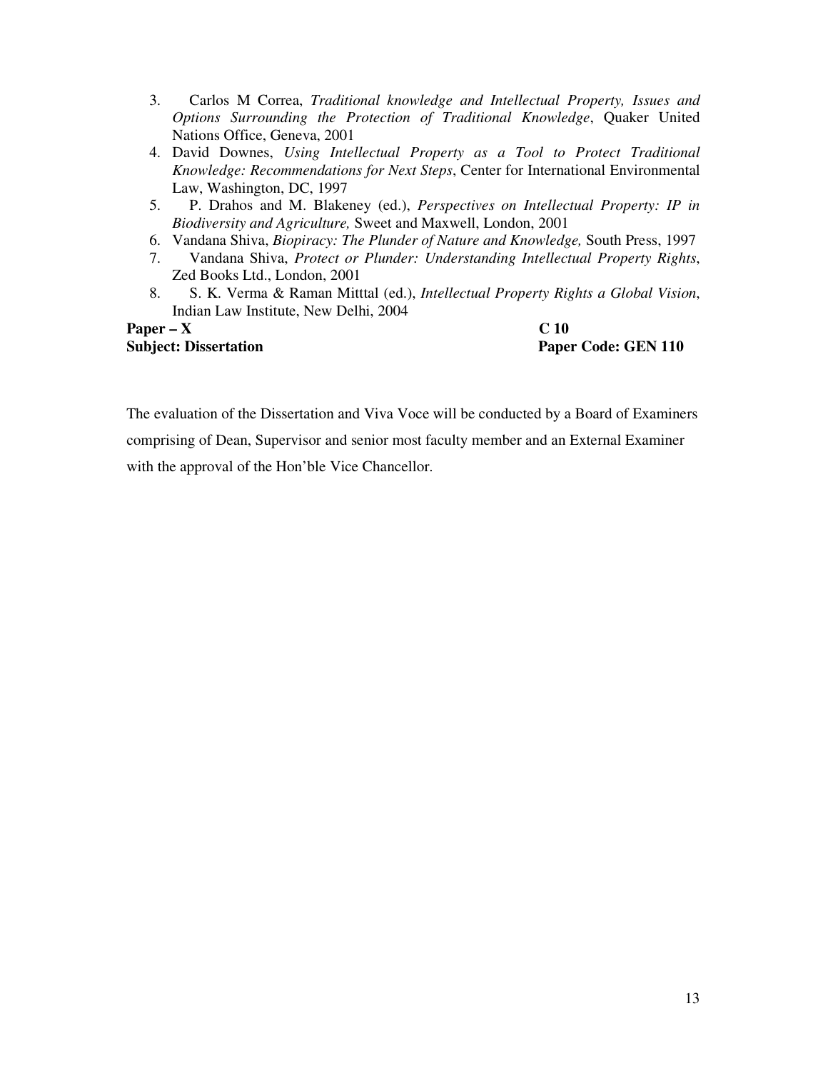3. Carlos M Correa, *Traditional knowledge and Intellectual Property, Issues and Options Surrounding the Protection of Traditional Knowledge*, Quaker United Nations Office, Geneva, 2001
4. David Downes, *Using Intellectual Property as a Tool to Protect Traditional Knowledge: Recommendations for Next Steps*, Center for International Environmental Law, Washington, DC, 1997
5. P. Drahos and M. Blakeney (ed.), *Perspectives on Intellectual Property: IP in Biodiversity and Agriculture,* Sweet and Maxwell, London, 2001
6. Vandana Shiva, *Biopiracy: The Plunder of Nature and Knowledge,* South Press, 1997
7. Vandana Shiva, *Protect or Plunder: Understanding Intellectual Property Rights*, Zed Books Ltd., London, 2001
8. S. K. Verma & Raman Mitttal (ed.), *Intellectual Property Rights a Global Vision*, Indian Law Institute, New Delhi, 2004

**Paper – X** **C 10**

**Subject: Dissertation** **Paper Code: GEN 110**

The evaluation of the Dissertation and Viva Voce will be conducted by a Board of Examiners comprising of Dean, Supervisor and senior most faculty member and an External Examiner with the approval of the Hon'ble Vice Chancellor.